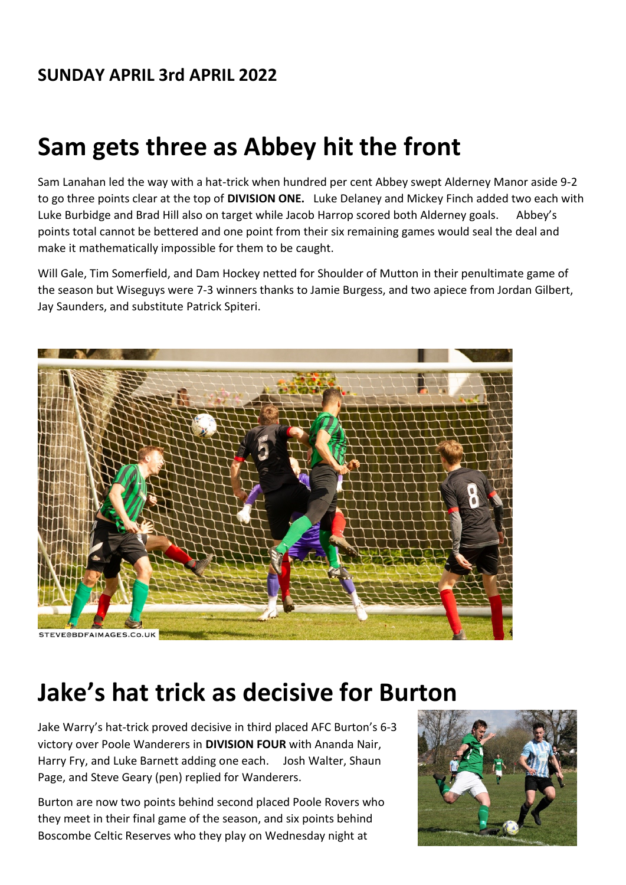**SUNDAY APRIL 3rd APRIL 2022**

# Sam gets three as Abbey hit the front

Sam Lanahan led the way with a hat-trick when hundred per cent Abbey swept Alderney Manor aside 9-2 to go three points clear at the top of **DIVISION ONE.** Luke Delaney and Mickey Finch added two each with Luke Burbidge and Brad Hill also on target while Jacob Harrop scored both Alderney goals. Abbey's points total cannot be bettered and one point from their six remaining games would seal the deal and make it mathematically impossible for them to be caught.

Will Gale, Tim Somerfield, and Dam Hockey netted for Shoulder of Mutton in their penultimate game of the season but Wiseguys were 7-3 winners thanks to Jamie Burgess, and two apiece from Jordan Gilbert, Jay Saunders, and substitute Patrick Spiteri.

STEVE@BDFAIMAGES.CO.UK

# Jake's hat trick as decisive for Burton

Jake Warry's hat-trick proved decisive in third placed AFC Burton's 6-3 victory over Poole Wanderers in **DIVISION FOUR** with Ananda Nair, Harry Fry, and Luke Barnett adding one each. Josh Walter, Shaun Page, and Steve Geary (pen) replied for Wanderers.

Burton are now two points behind second placed Poole Rovers who they meet in their final game of the season, and six points behind Boscombe Celtic Reserves who they play on Wednesday night at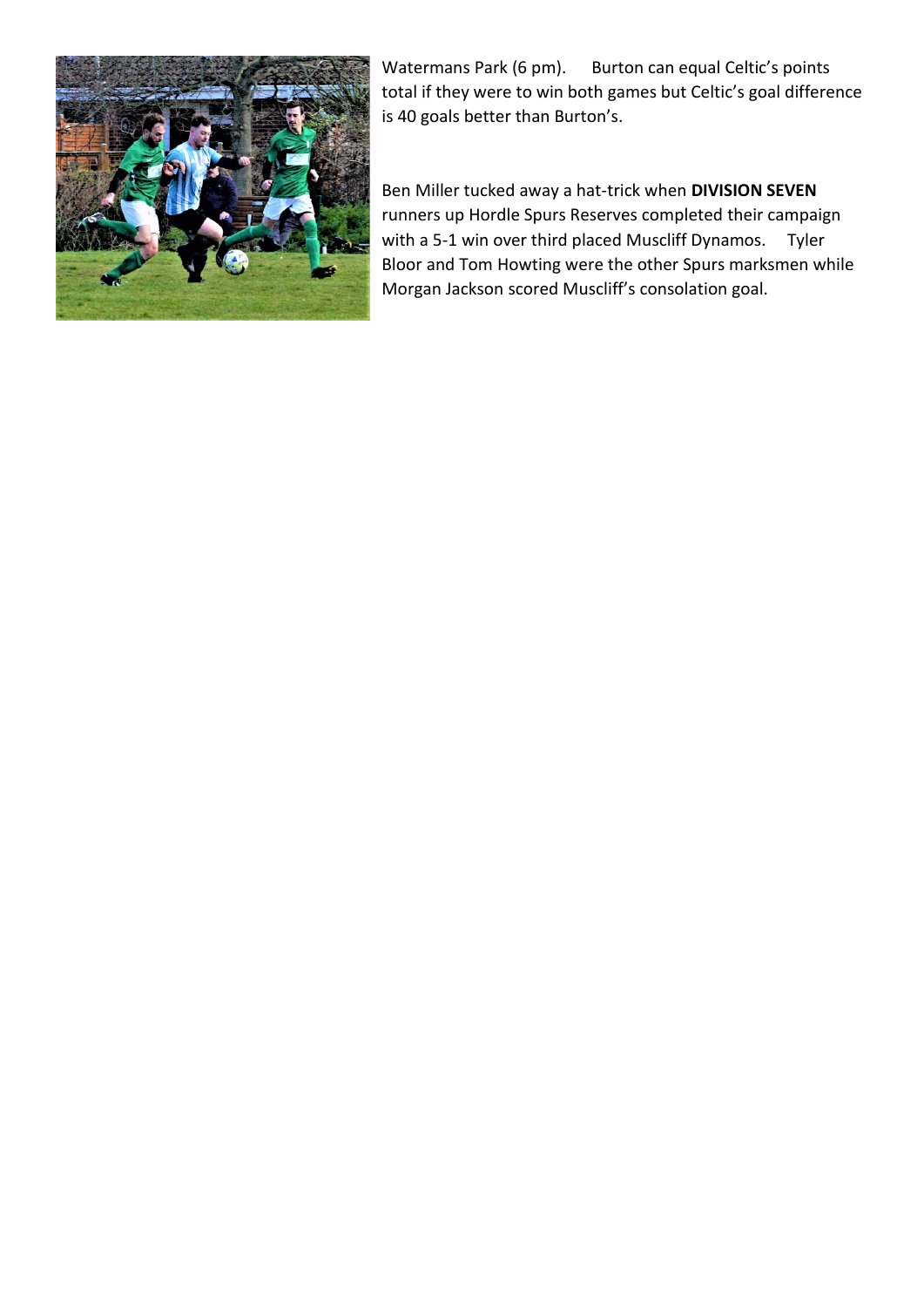Watermans Park (6 pm). Burton can equal Celtic's points total if they were to win both games but Celtic's goal difference is 40 goals better than Burton's.

Ben Miller tucked away a hat-trick when **DIVISION SEVEN** runners up Hordle Spurs Reserves completed their campaign with a 5-1 win over third placed Muscliff Dynamos. Tyler Bloor and Tom Howting were the other Spurs marksmen while Morgan Jackson scored Muscliff's consolation goal.